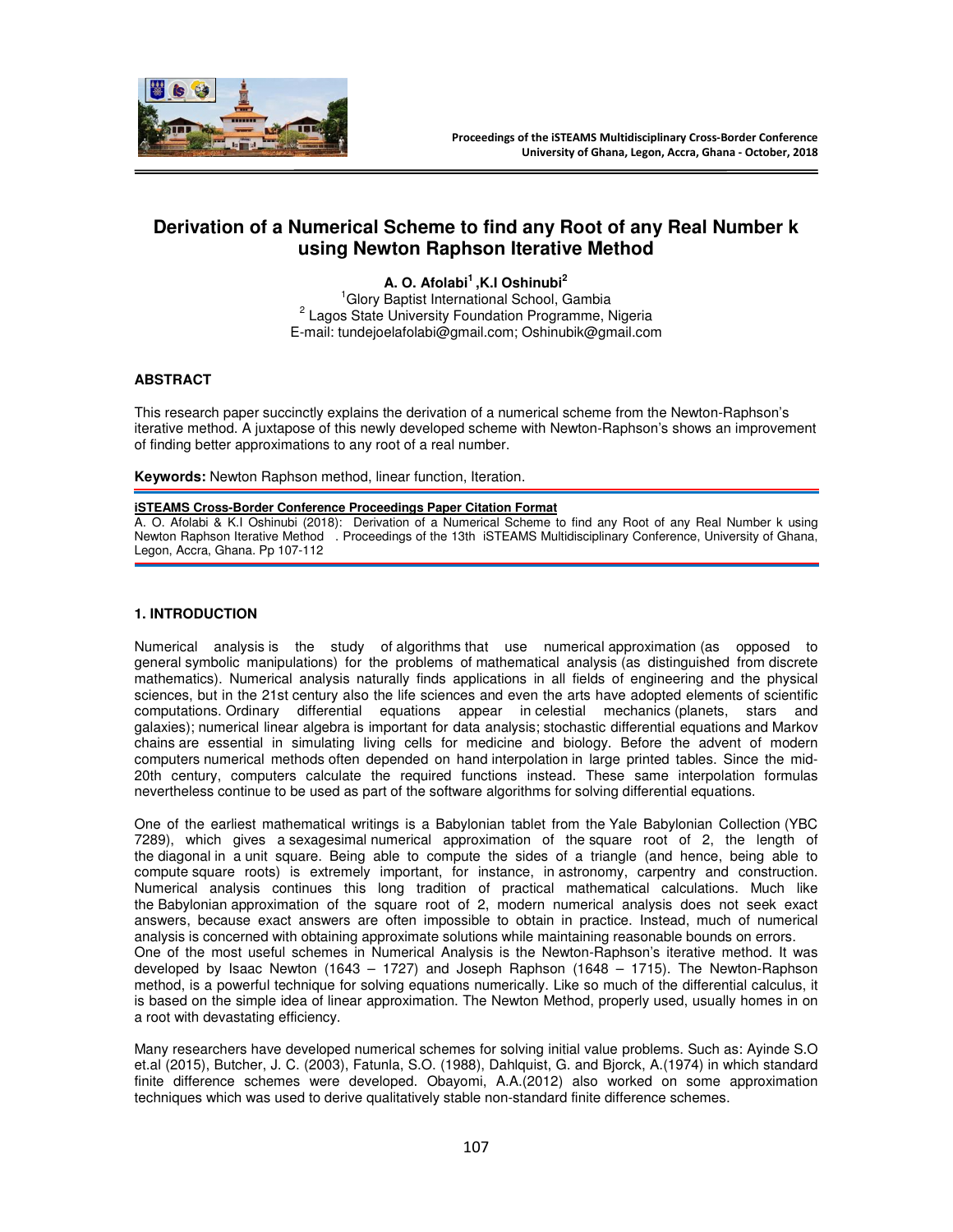# Derivation of a Numerical Scheme to find any Root of any Real Number k using Newton Raphson Iterative Method

**A. O. Afolabi[1] ,K.I Oshinubi[2]**

[1]Glory Baptist International School, Gambia
[2] Lagos State University Foundation Programme, Nigeria
E-mail: tundejoelafolabi@gmail.com; Oshinubik@gmail.com

## ABSTRACT

This research paper succinctly explains the derivation of a numerical scheme from the Newton-Raphson's iterative method. A juxtapose of this newly developed scheme with Newton-Raphson's shows an improvement of finding better approximations to any root of a real number.

**Keywords:** Newton Raphson method, linear function, Iteration.

**iSTEAMS Cross-Border Conference Proceedings Paper Citation Format**
A. O. Afolabi & K.I Oshinubi (2018): Derivation of a Numerical Scheme to find any Root of any Real Number k using Newton Raphson Iterative Method . Proceedings of the 13th iSTEAMS Multidisciplinary Conference, University of Ghana, Legon, Accra, Ghana. Pp 107-112

## 1. INTRODUCTION

Numerical analysis is the study of algorithms that use numerical approximation (as opposed to general symbolic manipulations) for the problems of mathematical analysis (as distinguished from discrete mathematics). Numerical analysis naturally finds applications in all fields of engineering and the physical sciences, but in the 21st century also the life sciences and even the arts have adopted elements of scientific computations. Ordinary differential equations appear in celestial mechanics (planets, stars and galaxies); numerical linear algebra is important for data analysis; stochastic differential equations and Markov chains are essential in simulating living cells for medicine and biology. Before the advent of modern computers numerical methods often depended on hand interpolation in large printed tables. Since the mid-20th century, computers calculate the required functions instead. These same interpolation formulas nevertheless continue to be used as part of the software algorithms for solving differential equations.

One of the earliest mathematical writings is a Babylonian tablet from the Yale Babylonian Collection (YBC 7289), which gives a sexagesimal numerical approximation of the square root of 2, the length of the diagonal in a unit square. Being able to compute the sides of a triangle (and hence, being able to compute square roots) is extremely important, for instance, in astronomy, carpentry and construction. Numerical analysis continues this long tradition of practical mathematical calculations. Much like the Babylonian approximation of the square root of 2, modern numerical analysis does not seek exact answers, because exact answers are often impossible to obtain in practice. Instead, much of numerical analysis is concerned with obtaining approximate solutions while maintaining reasonable bounds on errors.
One of the most useful schemes in Numerical Analysis is the Newton-Raphson's iterative method. It was developed by Isaac Newton (1643 – 1727) and Joseph Raphson (1648 – 1715). The Newton-Raphson method, is a powerful technique for solving equations numerically. Like so much of the differential calculus, it is based on the simple idea of linear approximation. The Newton Method, properly used, usually homes in on a root with devastating efficiency.

Many researchers have developed numerical schemes for solving initial value problems. Such as: Ayinde S.O et.al (2015), Butcher, J. C. (2003), Fatunla, S.O. (1988), Dahlquist, G. and Bjorck, A.(1974) in which standard finite difference schemes were developed. Obayomi, A.A.(2012) also worked on some approximation techniques which was used to derive qualitatively stable non-standard finite difference schemes.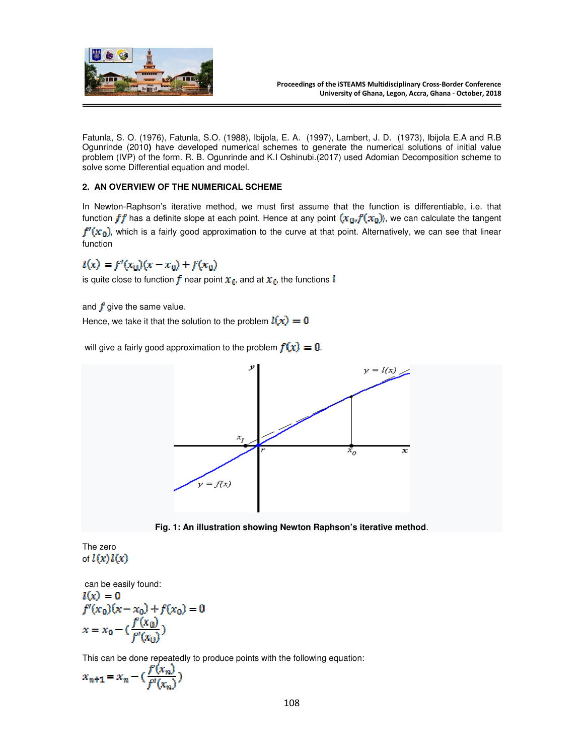Fatunla, S. O. (1976), Fatunla, S.O. (1988), Ibijola, E. A. (1997), Lambert, J. D. (1973), Ibijola E.A and R.B Ogunrinde (2010) have developed numerical schemes to generate the numerical solutions of initial value problem (IVP) of the form. R. B. Ogunrinde and K.I Oshinubi.(2017) used Adomian Decomposition scheme to solve some Differential equation and model.

## 2. AN OVERVIEW OF THE NUMERICAL SCHEME

In Newton-Raphson's iterative method, we must first assume that the function is differentiable, i.e. that function $ff$ has a definite slope at each point. Hence at any point $(x_0, f(x_0))$, we can calculate the tangent $f'(x_0)$, which is a fairly good approximation to the curve at that point. Alternatively, we can see that linear function

$$l(x) = f'(x_0)(x - x_0) + f(x_0)$$

is quite close to function $f$ near point $x_0$, and at $x_0$, the functions $l$

and $f$ give the same value.

Hence, we take it that the solution to the problem $l(x) = 0$

will give a fairly good approximation to the problem $f(x) = 0$.

**Fig. 1: An illustration showing Newton Raphson's iterative method**.

The zero of $l(x) l(x)$

can be easily found:

$$l(x) = 0$$

$$f'(x_0)(x - x_0) + f(x_0) = 0$$

$$x = x_0 - \left(\frac{f(x_0)}{f'(x_0)}\right)$$

This can be done repeatedly to produce points with the following equation:

$$x_{n+1} = x_n - \left(\frac{f(x_n)}{f'(x_n)}\right)$$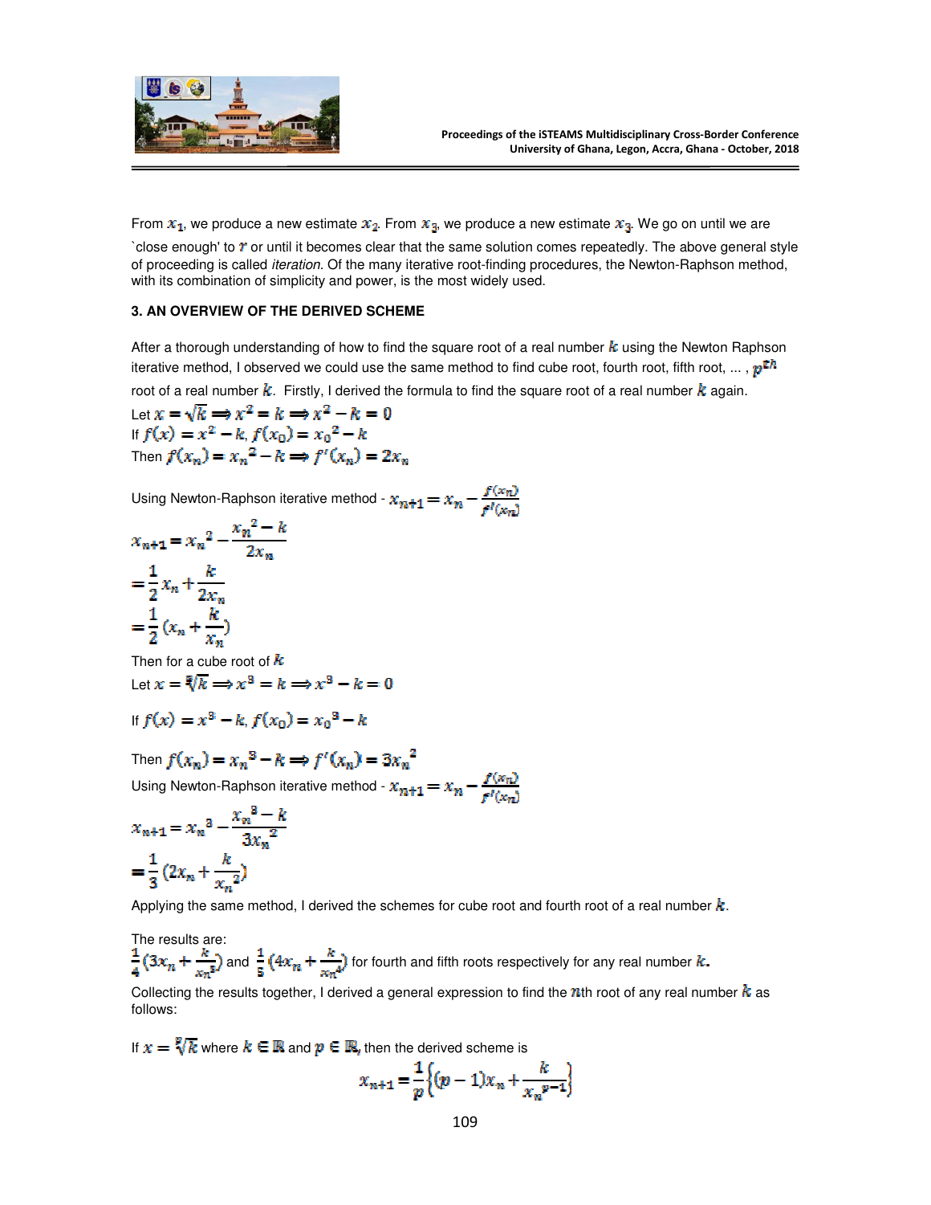From $x_1$, we produce a new estimate $x_2$. From $x_3$, we produce a new estimate $x_3$. We go on until we are `close enough' to $r$ or until it becomes clear that the same solution comes repeatedly. The above general style of proceeding is called *iteration*. Of the many iterative root-finding procedures, the Newton-Raphson method, with its combination of simplicity and power, is the most widely used.

### 3. AN OVERVIEW OF THE DERIVED SCHEME

After a thorough understanding of how to find the square root of a real number $k$ using the Newton Raphson iterative method, I observed we could use the same method to find cube root, fourth root, fifth root, ... , $p^{th}$ root of a real number $k$. Firstly, I derived the formula to find the square root of a real number $k$ again.

Let $x = \sqrt{k} \Longrightarrow x^2 = k \Longrightarrow x^2 - k = 0$

If $f(x) = x^2 - k$, $f(x_0) = x_0{}^2 - k$

Then $f(x_n) = x_n{}^2 - k \Rightarrow f'(x_n) = 2x_n$

Using Newton-Raphson iterative method - $x_{n+1} = x_n - \frac{f(x_n)}{f'(x_n)}$

$$x_{n+1} = x_n{}^2 - \frac{x_n{}^2 - k}{2x_n}$$

$$= \frac{1}{2}x_n + \frac{k}{2x_n}$$

$$= \frac{1}{2}(x_n + \frac{k}{x_n})$$

Then for a cube root of $k$

Let $x = \sqrt[3]{k} \Longrightarrow x^3 = k \Longrightarrow x^3 - k = 0$

If $f(x) = x^3 - k$, $f(x_0) = x_0{}^3 - k$

Then $f(x_n) = x_n{}^3 - k \Rightarrow f'(x_n) = 3x_n{}^2$

Using Newton-Raphson iterative method - $x_{n+1} = x_n - \frac{f(x_n)}{f'(x_n)}$

$$x_{n+1} = x_n{}^3 - \frac{x_n{}^3 - k}{3x_n{}^2}$$

$$= \frac{1}{3}(2x_n + \frac{k}{x_n{}^2})$$

Applying the same method, I derived the schemes for cube root and fourth root of a real number $k$.

The results are:

$\frac{1}{4}(3x_n + \frac{k}{x_n{}^3})$ and $\frac{1}{5}(4x_n + \frac{k}{x_n{}^4})$ for fourth and fifth roots respectively for any real number $k$.

Collecting the results together, I derived a general expression to find the $n$th root of any real number $k$ as follows:

If $x = \sqrt[p]{k}$ where $k \in \mathbb{R}$ and $p \in \mathbb{R}$, then the derived scheme is

$$x_{n+1} = \frac{1}{p}\left\{(p-1)x_n + \frac{k}{x_n{}^{p-1}}\right\}$$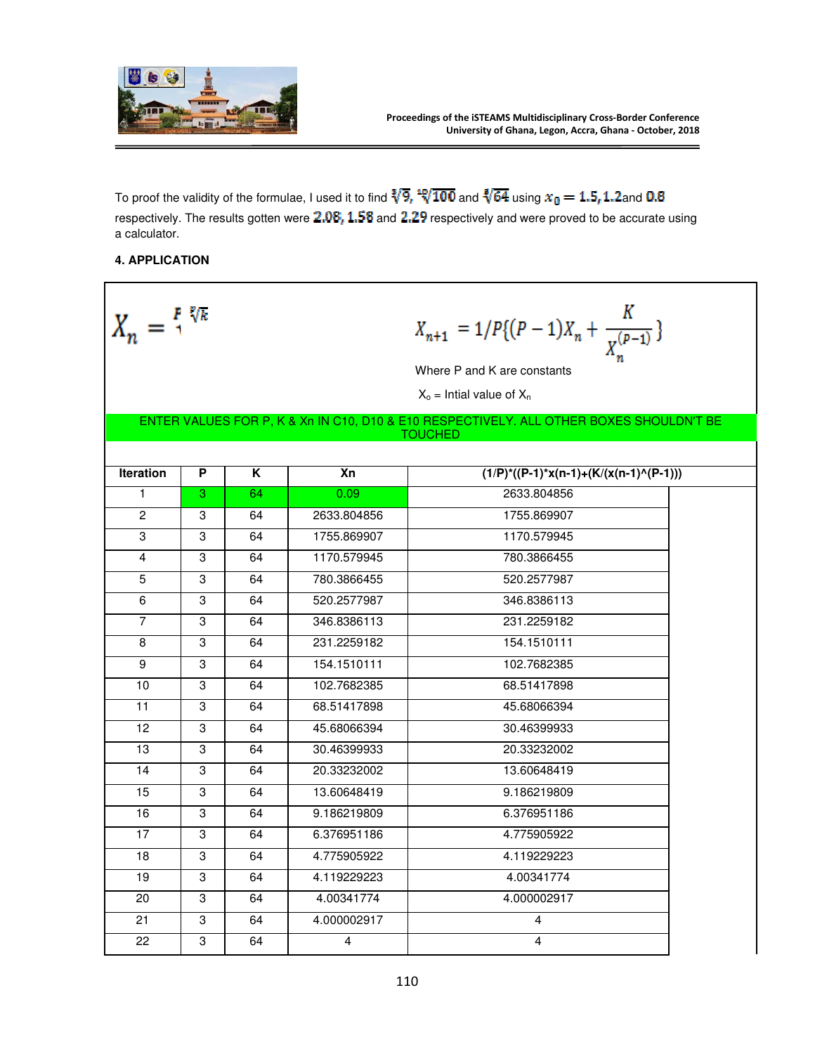To proof the validity of the formulae, I used it to find $\sqrt[3]{9}$, $\sqrt[10]{100}$ and $\sqrt[5]{64}$ using $x_0 = 1.5, 1.2$ and $0.8$ respectively. The results gotten were $2.08, 1.58$ and $2.29$ respectively and were proved to be accurate using a calculator.

#### 4. APPLICATION

$$X_n = \sqrt[P]{K}$$

$$X_{n+1} = 1/P\{(P-1)X_n + \frac{K}{X_n^{(P-1)}}\}$$

Where P and K are constants

$X_o$ = Intial value of $X_n$

ENTER VALUES FOR P, K & Xn IN C10, D10 & E10 RESPECTIVELY. ALL OTHER BOXES SHOULDN'T BE TOUCHED

| Iteration | P | K | Xn | (1/P)*((P-1)*x(n-1)+(K/(x(n-1)^(P-1))) |
|---|---|---|---|---|
| 1 | 3 | 64 | 0.09 | 2633.804856 |
| 2 | 3 | 64 | 2633.804856 | 1755.869907 |
| 3 | 3 | 64 | 1755.869907 | 1170.579945 |
| 4 | 3 | 64 | 1170.579945 | 780.3866455 |
| 5 | 3 | 64 | 780.3866455 | 520.2577987 |
| 6 | 3 | 64 | 520.2577987 | 346.8386113 |
| 7 | 3 | 64 | 346.8386113 | 231.2259182 |
| 8 | 3 | 64 | 231.2259182 | 154.1510111 |
| 9 | 3 | 64 | 154.1510111 | 102.7682385 |
| 10 | 3 | 64 | 102.7682385 | 68.51417898 |
| 11 | 3 | 64 | 68.51417898 | 45.68066394 |
| 12 | 3 | 64 | 45.68066394 | 30.46399933 |
| 13 | 3 | 64 | 30.46399933 | 20.33232002 |
| 14 | 3 | 64 | 20.33232002 | 13.60648419 |
| 15 | 3 | 64 | 13.60648419 | 9.186219809 |
| 16 | 3 | 64 | 9.186219809 | 6.376951186 |
| 17 | 3 | 64 | 6.376951186 | 4.775905922 |
| 18 | 3 | 64 | 4.775905922 | 4.119229223 |
| 19 | 3 | 64 | 4.119229223 | 4.00341774 |
| 20 | 3 | 64 | 4.00341774 | 4.000002917 |
| 21 | 3 | 64 | 4.000002917 | 4 |
| 22 | 3 | 64 | 4 | 4 |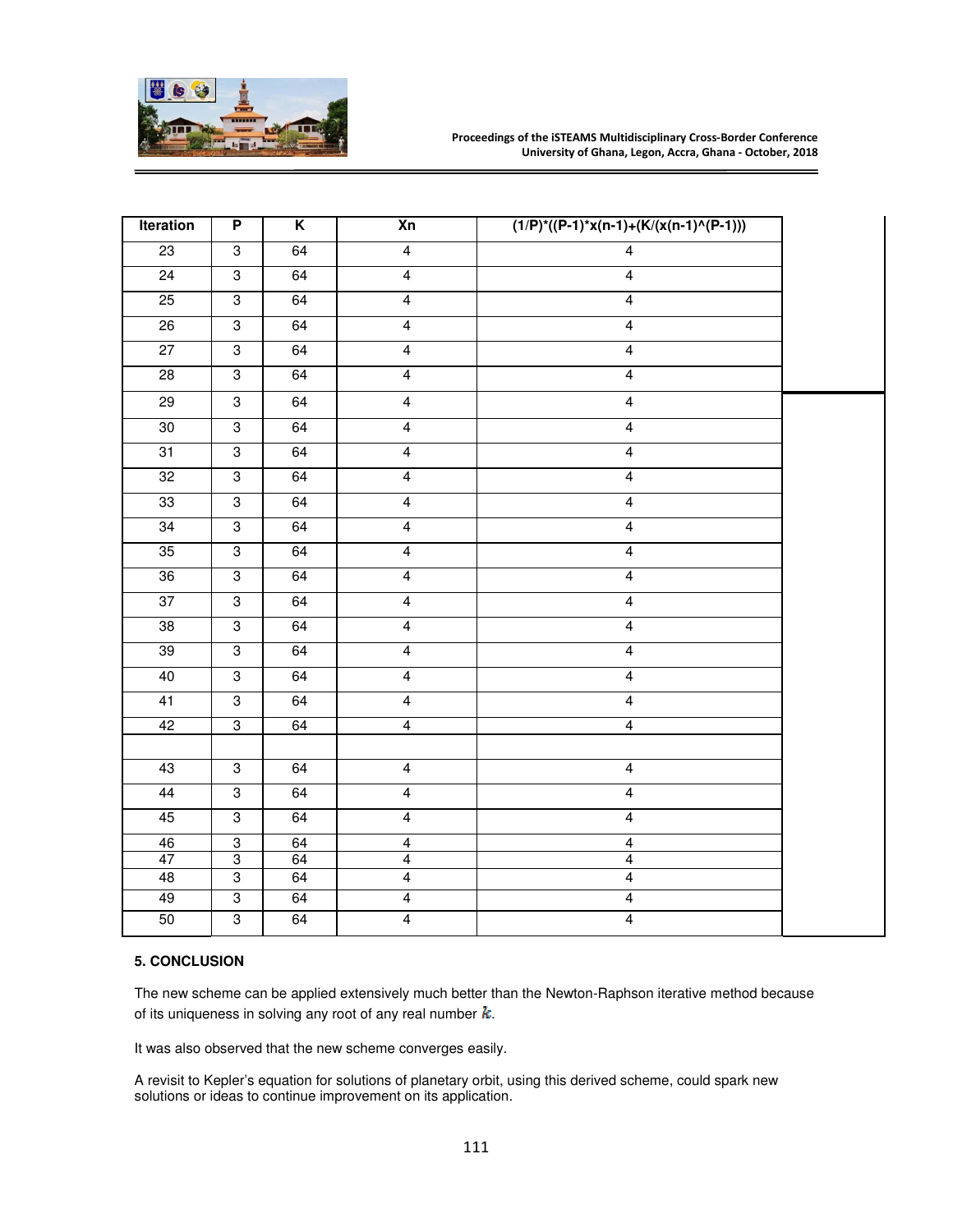| Iteration | P | K | Xn | (1/P)*((P-1)*x(n-1)+(K/(x(n-1)^(P-1))) |
|---|---|---|---|---|
| 23 | 3 | 64 | 4 | 4 |
| 24 | 3 | 64 | 4 | 4 |
| 25 | 3 | 64 | 4 | 4 |
| 26 | 3 | 64 | 4 | 4 |
| 27 | 3 | 64 | 4 | 4 |
| 28 | 3 | 64 | 4 | 4 |
| 29 | 3 | 64 | 4 | 4 |
| 30 | 3 | 64 | 4 | 4 |
| 31 | 3 | 64 | 4 | 4 |
| 32 | 3 | 64 | 4 | 4 |
| 33 | 3 | 64 | 4 | 4 |
| 34 | 3 | 64 | 4 | 4 |
| 35 | 3 | 64 | 4 | 4 |
| 36 | 3 | 64 | 4 | 4 |
| 37 | 3 | 64 | 4 | 4 |
| 38 | 3 | 64 | 4 | 4 |
| 39 | 3 | 64 | 4 | 4 |
| 40 | 3 | 64 | 4 | 4 |
| 41 | 3 | 64 | 4 | 4 |
| 42 | 3 | 64 | 4 | 4 |
| | | | | |
| 43 | 3 | 64 | 4 | 4 |
| 44 | 3 | 64 | 4 | 4 |
| 45 | 3 | 64 | 4 | 4 |
| 46 | 3 | 64 | 4 | 4 |
| 47 | 3 | 64 | 4 | 4 |
| 48 | 3 | 64 | 4 | 4 |
| 49 | 3 | 64 | 4 | 4 |
| 50 | 3 | 64 | 4 | 4 |

### 5. CONCLUSION

The new scheme can be applied extensively much better than the Newton-Raphson iterative method because of its uniqueness in solving any root of any real number $k$.

It was also observed that the new scheme converges easily.

A revisit to Kepler's equation for solutions of planetary orbit, using this derived scheme, could spark new solutions or ideas to continue improvement on its application.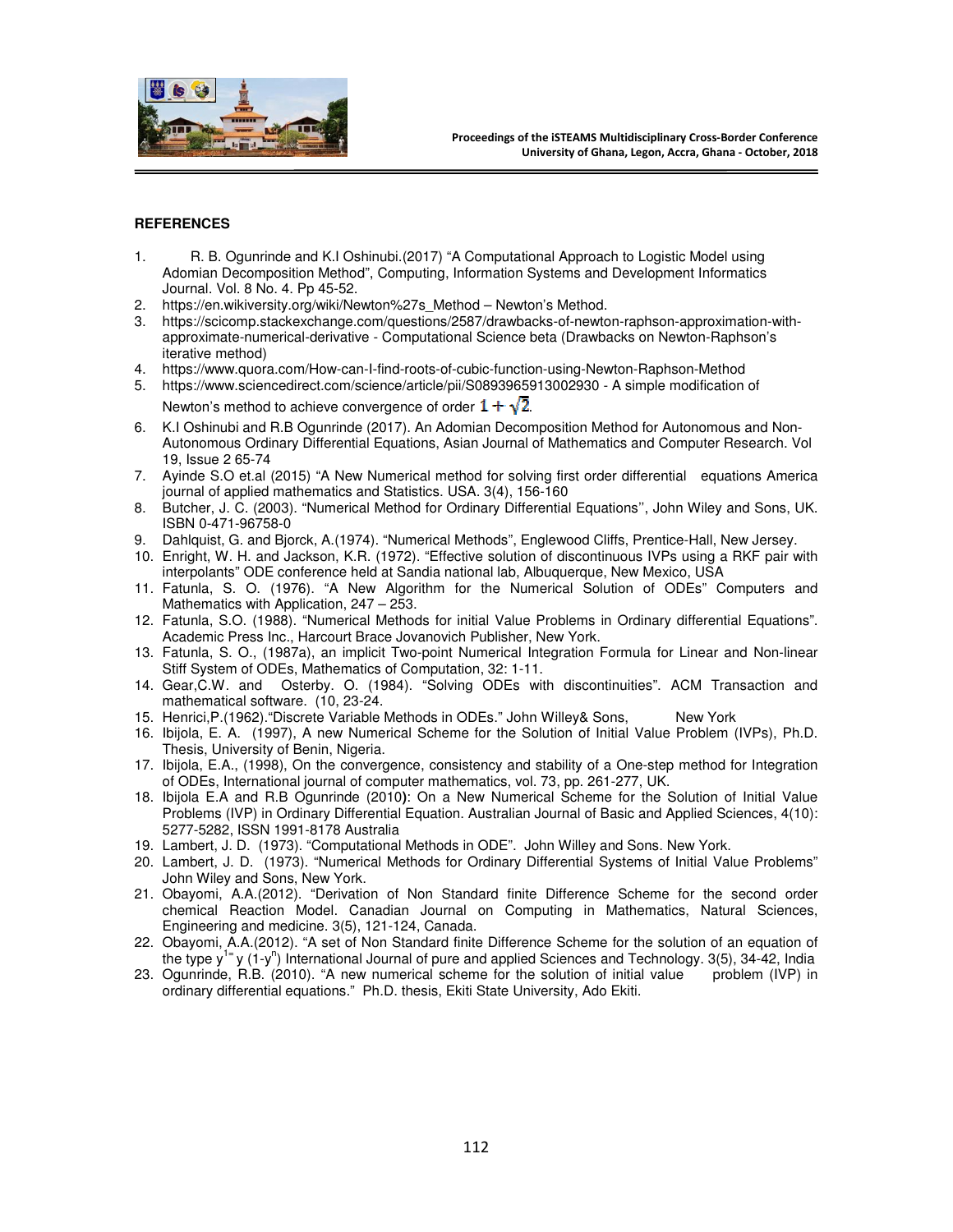## REFERENCES

1. R. B. Ogunrinde and K.I Oshinubi.(2017) "A Computational Approach to Logistic Model using Adomian Decomposition Method", Computing, Information Systems and Development Informatics Journal. Vol. 8 No. 4. Pp 45-52.
2. https://en.wikiversity.org/wiki/Newton%27s_Method – Newton's Method.
3. https://scicomp.stackexchange.com/questions/2587/drawbacks-of-newton-raphson-approximation-with-approximate-numerical-derivative - Computational Science beta (Drawbacks on Newton-Raphson's iterative method)
4. https://www.quora.com/How-can-I-find-roots-of-cubic-function-using-Newton-Raphson-Method
5. https://www.sciencedirect.com/science/article/pii/S0893965913002930 - A simple modification of Newton's method to achieve convergence of order $1+\sqrt{2}$.
6. K.I Oshinubi and R.B Ogunrinde (2017). An Adomian Decomposition Method for Autonomous and Non-Autonomous Ordinary Differential Equations, Asian Journal of Mathematics and Computer Research. Vol 19, Issue 2 65-74
7. Ayinde S.O et.al (2015) "A New Numerical method for solving first order differential equations America journal of applied mathematics and Statistics. USA. 3(4), 156-160
8. Butcher, J. C. (2003). "Numerical Method for Ordinary Differential Equations'', John Wiley and Sons, UK. ISBN 0-471-96758-0
9. Dahlquist, G. and Bjorck, A.(1974). "Numerical Methods", Englewood Cliffs, Prentice-Hall, New Jersey.
10. Enright, W. H. and Jackson, K.R. (1972). "Effective solution of discontinuous IVPs using a RKF pair with interpolants" ODE conference held at Sandia national lab, Albuquerque, New Mexico, USA
11. Fatunla, S. O. (1976). "A New Algorithm for the Numerical Solution of ODEs" Computers and Mathematics with Application, 247 – 253.
12. Fatunla, S.O. (1988). "Numerical Methods for initial Value Problems in Ordinary differential Equations". Academic Press Inc., Harcourt Brace Jovanovich Publisher, New York.
13. Fatunla, S. O., (1987a), an implicit Two-point Numerical Integration Formula for Linear and Non-linear Stiff System of ODEs, Mathematics of Computation, 32: 1-11.
14. Gear,C.W. and Osterby. O. (1984). "Solving ODEs with discontinuities". ACM Transaction and mathematical software. (10, 23-24.
15. Henrici,P.(1962)."Discrete Variable Methods in ODEs." John Willey& Sons, New York
16. Ibijola, E. A. (1997), A new Numerical Scheme for the Solution of Initial Value Problem (IVPs), Ph.D. Thesis, University of Benin, Nigeria.
17. Ibijola, E.A., (1998), On the convergence, consistency and stability of a One-step method for Integration of ODEs, International journal of computer mathematics, vol. 73, pp. 261-277, UK.
18. Ibijola E.A and R.B Ogunrinde (2010): On a New Numerical Scheme for the Solution of Initial Value Problems (IVP) in Ordinary Differential Equation. Australian Journal of Basic and Applied Sciences, 4(10): 5277-5282, ISSN 1991-8178 Australia
19. Lambert, J. D. (1973). "Computational Methods in ODE". John Willey and Sons. New York.
20. Lambert, J. D. (1973). "Numerical Methods for Ordinary Differential Systems of Initial Value Problems" John Wiley and Sons, New York.
21. Obayomi, A.A.(2012). "Derivation of Non Standard finite Difference Scheme for the second order chemical Reaction Model. Canadian Journal on Computing in Mathematics, Natural Sciences, Engineering and medicine. 3(5), 121-124, Canada.
22. Obayomi, A.A.(2012). "A set of Non Standard finite Difference Scheme for the solution of an equation of the type $y^{1}= y\,(1-y^{n})$ International Journal of pure and applied Sciences and Technology. 3(5), 34-42, India
23. Ogunrinde, R.B. (2010). "A new numerical scheme for the solution of initial value problem (IVP) in ordinary differential equations." Ph.D. thesis, Ekiti State University, Ado Ekiti.